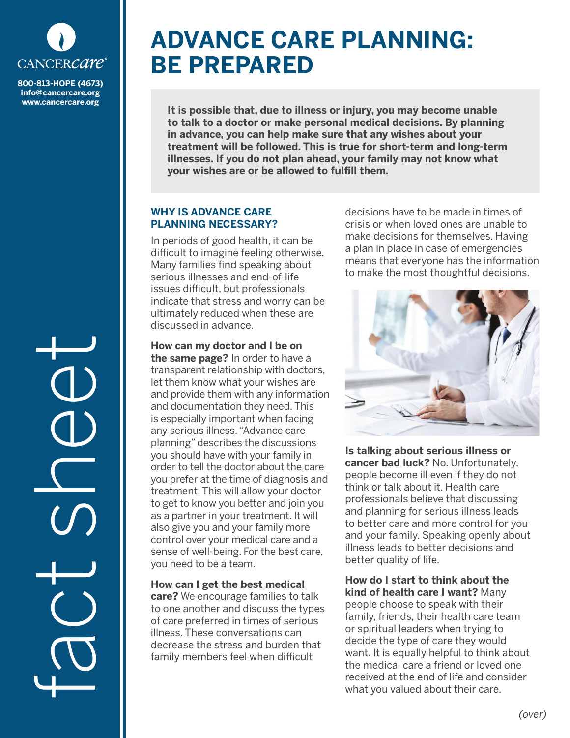CANCERcare®

800-813-HOPE (4673)
info@cancercare.org
www.cancercare.org

fact sheet

# ADVANCE CARE PLANNING: BE PREPARED

**It is possible that, due to illness or injury, you may become unable to talk to a doctor or make personal medical decisions. By planning in advance, you can help make sure that any wishes about your treatment will be followed. This is true for short-term and long-term illnesses. If you do not plan ahead, your family may not know what your wishes are or be allowed to fulfill them.**

## WHY IS ADVANCE CARE PLANNING NECESSARY?

In periods of good health, it can be difficult to imagine feeling otherwise. Many families find speaking about serious illnesses and end-of-life issues difficult, but professionals indicate that stress and worry can be ultimately reduced when these are discussed in advance.

**How can my doctor and I be on the same page?** In order to have a transparent relationship with doctors, let them know what your wishes are and provide them with any information and documentation they need. This is especially important when facing any serious illness. "Advance care planning" describes the discussions you should have with your family in order to tell the doctor about the care you prefer at the time of diagnosis and treatment. This will allow your doctor to get to know you better and join you as a partner in your treatment. It will also give you and your family more control over your medical care and a sense of well-being. For the best care, you need to be a team.

**How can I get the best medical care?** We encourage families to talk to one another and discuss the types of care preferred in times of serious illness. These conversations can decrease the stress and burden that family members feel when difficult decisions have to be made in times of crisis or when loved ones are unable to make decisions for themselves. Having a plan in place in case of emergencies means that everyone has the information to make the most thoughtful decisions.

**Is talking about serious illness or cancer bad luck?** No. Unfortunately, people become ill even if they do not think or talk about it. Health care professionals believe that discussing and planning for serious illness leads to better care and more control for you and your family. Speaking openly about illness leads to better decisions and better quality of life.

**How do I start to think about the kind of health care I want?** Many people choose to speak with their family, friends, their health care team or spiritual leaders when trying to decide the type of care they would want. It is equally helpful to think about the medical care a friend or loved one received at the end of life and consider what you valued about their care.

*(over)*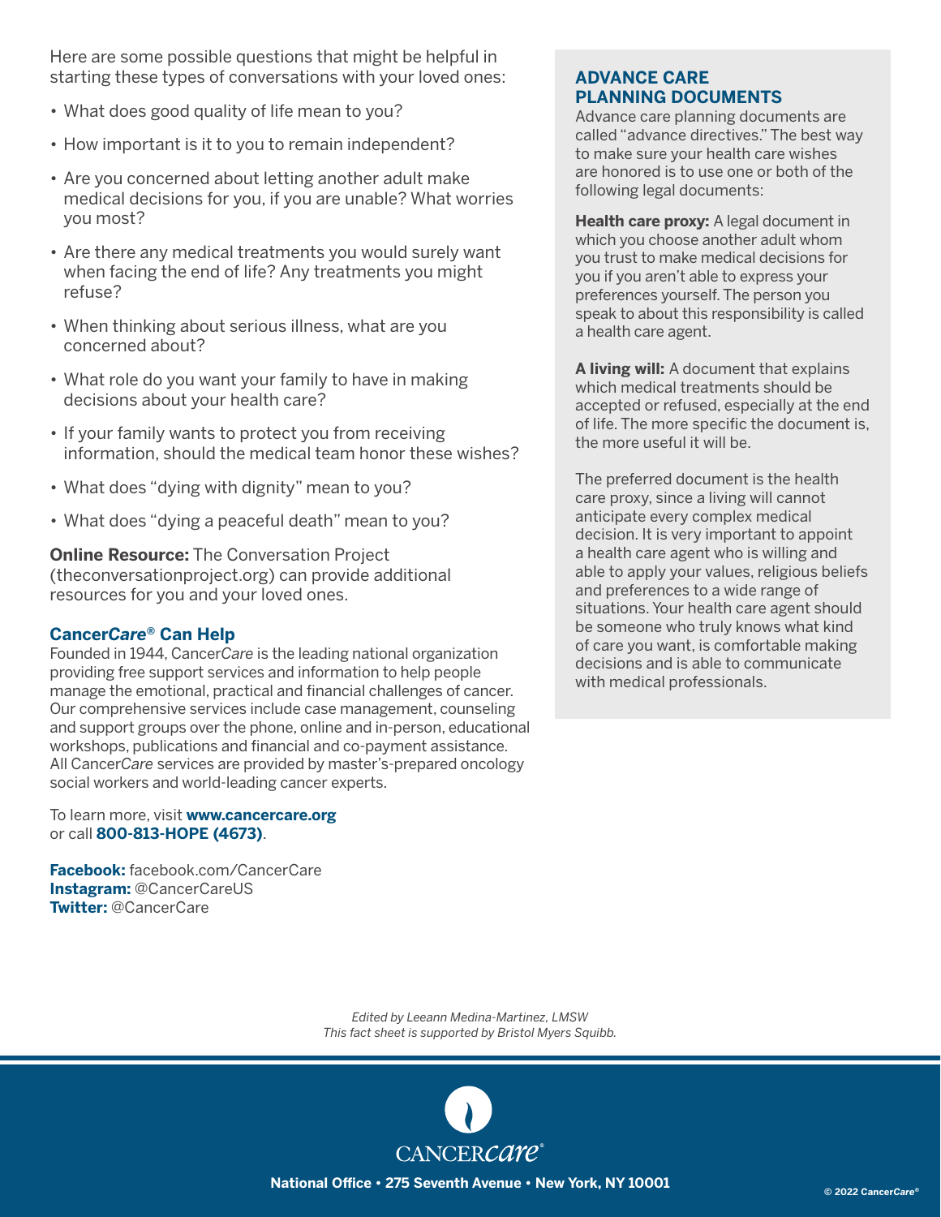Here are some possible questions that might be helpful in starting these types of conversations with your loved ones:

- What does good quality of life mean to you?
- How important is it to you to remain independent?
- Are you concerned about letting another adult make medical decisions for you, if you are unable? What worries you most?
- Are there any medical treatments you would surely want when facing the end of life? Any treatments you might refuse?
- When thinking about serious illness, what are you concerned about?
- What role do you want your family to have in making decisions about your health care?
- If your family wants to protect you from receiving information, should the medical team honor these wishes?
- What does "dying with dignity" mean to you?
- What does "dying a peaceful death" mean to you?

**Online Resource:** The Conversation Project (theconversationproject.org) can provide additional resources for you and your loved ones.

### Cancer*Care*® Can Help

Founded in 1944, Cancer*Care* is the leading national organization providing free support services and information to help people manage the emotional, practical and financial challenges of cancer. Our comprehensive services include case management, counseling and support groups over the phone, online and in-person, educational workshops, publications and financial and co-payment assistance. All Cancer*Care* services are provided by master's-prepared oncology social workers and world-leading cancer experts.

To learn more, visit **www.cancercare.org** or call **800-813-HOPE (4673)**.

**Facebook:** facebook.com/CancerCare
**Instagram:** @CancerCareUS
**Twitter:** @CancerCare

## ADVANCE CARE PLANNING DOCUMENTS

Advance care planning documents are called "advance directives." The best way to make sure your health care wishes are honored is to use one or both of the following legal documents:

**Health care proxy:** A legal document in which you choose another adult whom you trust to make medical decisions for you if you aren't able to express your preferences yourself. The person you speak to about this responsibility is called a health care agent.

**A living will:** A document that explains which medical treatments should be accepted or refused, especially at the end of life. The more specific the document is, the more useful it will be.

The preferred document is the health care proxy, since a living will cannot anticipate every complex medical decision. It is very important to appoint a health care agent who is willing and able to apply your values, religious beliefs and preferences to a wide range of situations. Your health care agent should be someone who truly knows what kind of care you want, is comfortable making decisions and is able to communicate with medical professionals.

*Edited by Leeann Medina-Martinez, LMSW*
*This fact sheet is supported by Bristol Myers Squibb.*

CANCER*care*®

**National Office • 275 Seventh Avenue • New York, NY 10001**

© 2022 CancerCare®